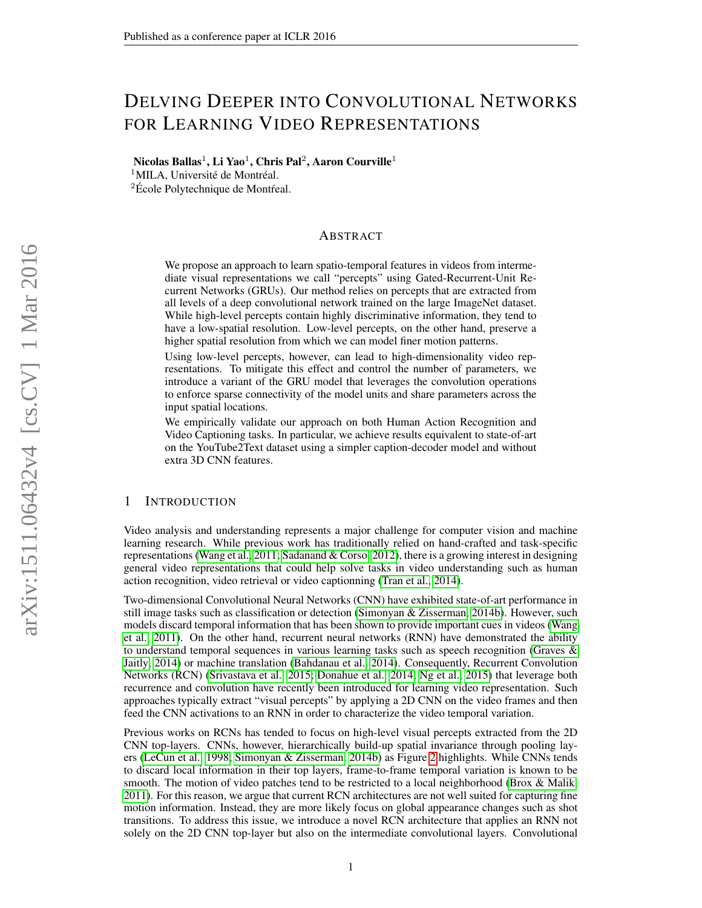Published as a conference paper at ICLR 2016

# Delving Deeper into Convolutional Networks for Learning Video Representations

**Nicolas Ballas**[1], **Li Yao**[1], **Chris Pal**[2], **Aaron Courville**[1]
[1]MILA, Université de Montréal.
[2]École Polytechnique de Montŕeal.

## Abstract

We propose an approach to learn spatio-temporal features in videos from intermediate visual representations we call "percepts" using Gated-Recurrent-Unit Recurrent Networks (GRUs). Our method relies on percepts that are extracted from all levels of a deep convolutional network trained on the large ImageNet dataset. While high-level percepts contain highly discriminative information, they tend to have a low-spatial resolution. Low-level percepts, on the other hand, preserve a higher spatial resolution from which we can model finer motion patterns.

Using low-level percepts, however, can lead to high-dimensionality video representations. To mitigate this effect and control the number of parameters, we introduce a variant of the GRU model that leverages the convolution operations to enforce sparse connectivity of the model units and share parameters across the input spatial locations.

We empirically validate our approach on both Human Action Recognition and Video Captioning tasks. In particular, we achieve results equivalent to state-of-art on the YouTube2Text dataset using a simpler caption-decoder model and without extra 3D CNN features.

## 1 Introduction

Video analysis and understanding represents a major challenge for computer vision and machine learning research. While previous work has traditionally relied on hand-crafted and task-specific representations (Wang et al., 2011; Sadanand & Corso, 2012), there is a growing interest in designing general video representations that could help solve tasks in video understanding such as human action recognition, video retrieval or video captionning (Tran et al., 2014).

Two-dimensional Convolutional Neural Networks (CNN) have exhibited state-of-art performance in still image tasks such as classification or detection (Simonyan & Zisserman, 2014b). However, such models discard temporal information that has been shown to provide important cues in videos (Wang et al., 2011). On the other hand, recurrent neural networks (RNN) have demonstrated the ability to understand temporal sequences in various learning tasks such as speech recognition (Graves & Jaitly, 2014) or machine translation (Bahdanau et al., 2014). Consequently, Recurrent Convolution Networks (RCN) (Srivastava et al., 2015; Donahue et al., 2014; Ng et al., 2015) that leverage both recurrence and convolution have recently been introduced for learning video representation. Such approaches typically extract "visual percepts" by applying a 2D CNN on the video frames and then feed the CNN activations to an RNN in order to characterize the video temporal variation.

Previous works on RCNs has tended to focus on high-level visual percepts extracted from the 2D CNN top-layers. CNNs, however, hierarchically build-up spatial invariance through pooling layers (LeCun et al., 1998; Simonyan & Zisserman, 2014b) as Figure 2 highlights. While CNNs tends to discard local information in their top layers, frame-to-frame temporal variation is known to be smooth. The motion of video patches tend to be restricted to a local neighborhood (Brox & Malik, 2011). For this reason, we argue that current RCN architectures are not well suited for capturing fine motion information. Instead, they are more likely focus on global appearance changes such as shot transitions. To address this issue, we introduce a novel RCN architecture that applies an RNN not solely on the 2D CNN top-layer but also on the intermediate convolutional layers. Convolutional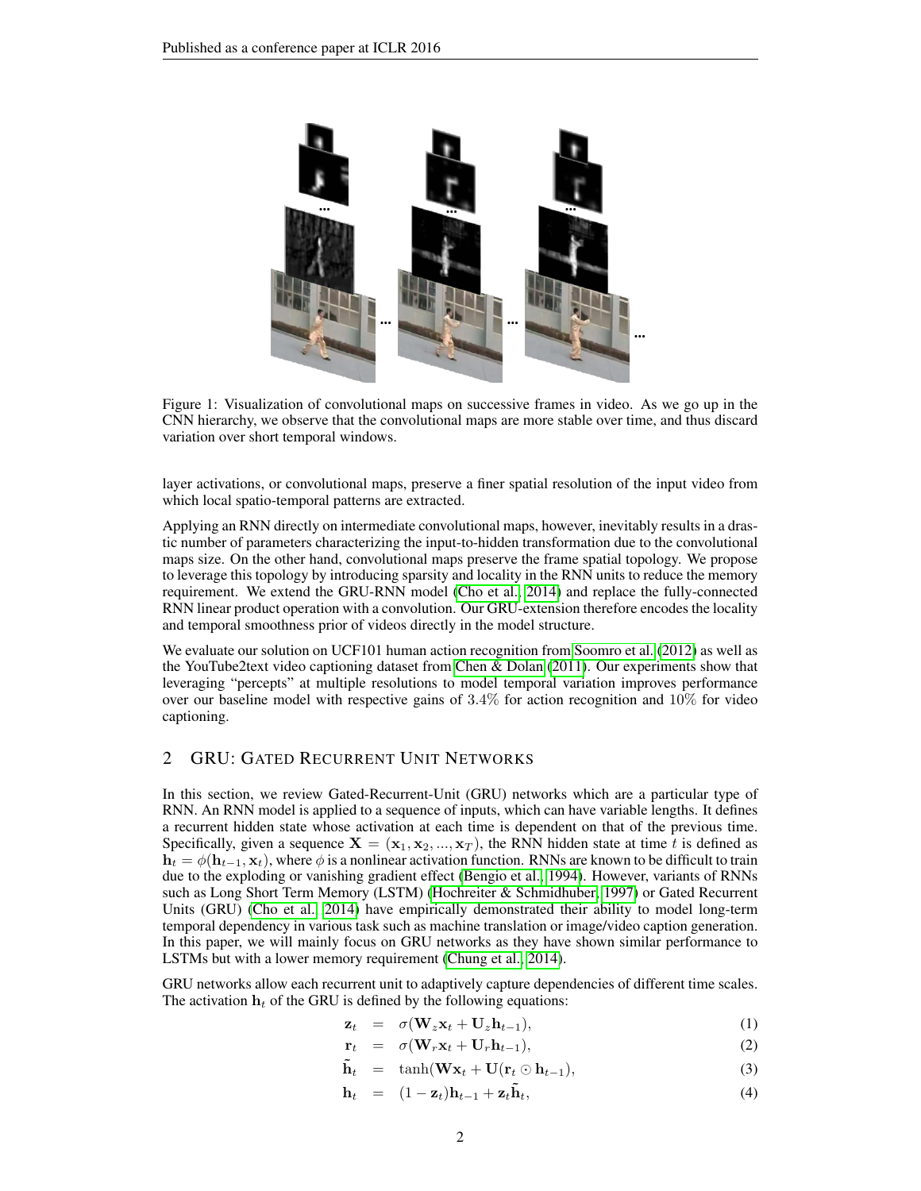Figure 1: Visualization of convolutional maps on successive frames in video. As we go up in the CNN hierarchy, we observe that the convolutional maps are more stable over time, and thus discard variation over short temporal windows.

layer activations, or convolutional maps, preserve a finer spatial resolution of the input video from which local spatio-temporal patterns are extracted.

Applying an RNN directly on intermediate convolutional maps, however, inevitably results in a drastic number of parameters characterizing the input-to-hidden transformation due to the convolutional maps size. On the other hand, convolutional maps preserve the frame spatial topology. We propose to leverage this topology by introducing sparsity and locality in the RNN units to reduce the memory requirement. We extend the GRU-RNN model (Cho et al., 2014) and replace the fully-connected RNN linear product operation with a convolution. Our GRU-extension therefore encodes the locality and temporal smoothness prior of videos directly in the model structure.

We evaluate our solution on UCF101 human action recognition from Soomro et al. (2012) as well as the YouTube2text video captioning dataset from Chen & Dolan (2011). Our experiments show that leveraging "percepts" at multiple resolutions to model temporal variation improves performance over our baseline model with respective gains of 3.4% for action recognition and 10% for video captioning.

## 2 GRU: Gated Recurrent Unit Networks

In this section, we review Gated-Recurrent-Unit (GRU) networks which are a particular type of RNN. An RNN model is applied to a sequence of inputs, which can have variable lengths. It defines a recurrent hidden state whose activation at each time is dependent on that of the previous time. Specifically, given a sequence $\mathbf{X} = (\mathbf{x}_1, \mathbf{x}_2, ..., \mathbf{x}_T)$, the RNN hidden state at time $t$ is defined as $\mathbf{h}_t = \phi(\mathbf{h}_{t-1}, \mathbf{x}_t)$, where $\phi$ is a nonlinear activation function. RNNs are known to be difficult to train due to the exploding or vanishing gradient effect (Bengio et al., 1994). However, variants of RNNs such as Long Short Term Memory (LSTM) (Hochreiter & Schmidhuber, 1997) or Gated Recurrent Units (GRU) (Cho et al., 2014) have empirically demonstrated their ability to model long-term temporal dependency in various task such as machine translation or image/video caption generation. In this paper, we will mainly focus on GRU networks as they have shown similar performance to LSTMs but with a lower memory requirement (Chung et al., 2014).

GRU networks allow each recurrent unit to adaptively capture dependencies of different time scales. The activation $\mathbf{h}_t$ of the GRU is defined by the following equations:

$$\mathbf{z}_t = \sigma(\mathbf{W}_z \mathbf{x}_t + \mathbf{U}_z \mathbf{h}_{t-1}), \tag{1}$$

$$\mathbf{r}_t = \sigma(\mathbf{W}_r \mathbf{x}_t + \mathbf{U}_r \mathbf{h}_{t-1}), \tag{2}$$

$$\tilde{\mathbf{h}}_t = \tanh(\mathbf{W} \mathbf{x}_t + \mathbf{U}(\mathbf{r}_t \odot \mathbf{h}_{t-1}), \tag{3}$$

$$\mathbf{h}_t = (1 - \mathbf{z}_t)\mathbf{h}_{t-1} + \mathbf{z}_t \tilde{\mathbf{h}}_t, \tag{4}$$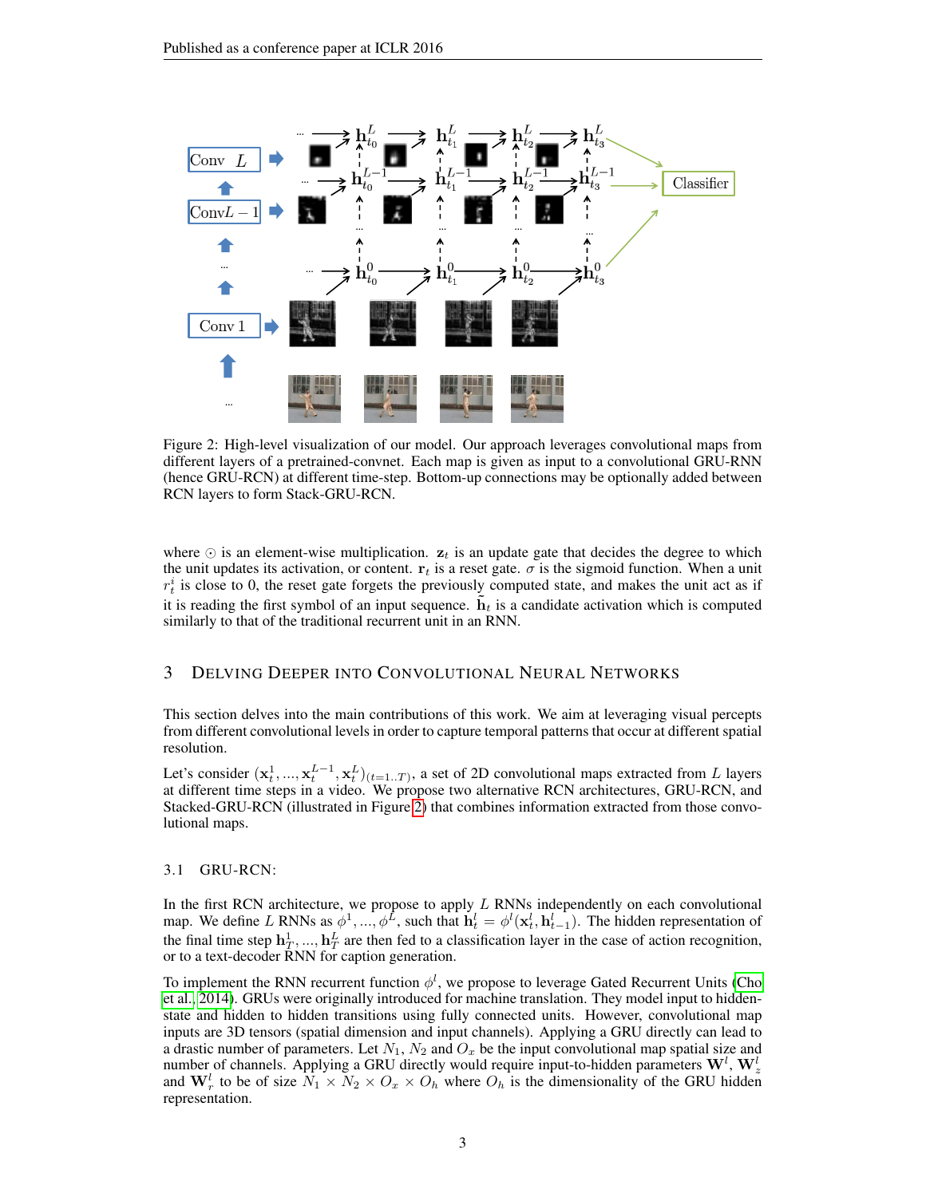Figure 2: High-level visualization of our model. Our approach leverages convolutional maps from different layers of a pretrained-convnet. Each map is given as input to a convolutional GRU-RNN (hence GRU-RCN) at different time-step. Bottom-up connections may be optionally added between RCN layers to form Stack-GRU-RCN.

where $\odot$ is an element-wise multiplication. $\mathbf{z}_t$ is an update gate that decides the degree to which the unit updates its activation, or content. $\mathbf{r}_t$ is a reset gate. $\sigma$ is the sigmoid function. When a unit $r_t^i$ is close to 0, the reset gate forgets the previously computed state, and makes the unit act as if it is reading the first symbol of an input sequence. $\tilde{\mathbf{h}}_t$ is a candidate activation which is computed similarly to that of the traditional recurrent unit in an RNN.

## 3 Delving Deeper into Convolutional Neural Networks

This section delves into the main contributions of this work. We aim at leveraging visual percepts from different convolutional levels in order to capture temporal patterns that occur at different spatial resolution.

Let's consider $(\mathbf{x}_t^1, ..., \mathbf{x}_t^{L-1}, \mathbf{x}_t^L)_{(t=1..T)}$, a set of 2D convolutional maps extracted from $L$ layers at different time steps in a video. We propose two alternative RCN architectures, GRU-RCN, and Stacked-GRU-RCN (illustrated in Figure 2) that combines information extracted from those convolutional maps.

### 3.1 GRU-RCN:

In the first RCN architecture, we propose to apply $L$ RNNs independently on each convolutional map. We define $L$ RNNs as $\phi^1, ..., \phi^L$, such that $\mathbf{h}_t^l = \phi^l(\mathbf{x}_t^l, \mathbf{h}_{t-1}^l)$. The hidden representation of the final time step $\mathbf{h}_T^1, ..., \mathbf{h}_T^L$ are then fed to a classification layer in the case of action recognition, or to a text-decoder RNN for caption generation.

To implement the RNN recurrent function $\phi^l$, we propose to leverage Gated Recurrent Units (Cho et al., 2014). GRUs were originally introduced for machine translation. They model input to hidden-state and hidden to hidden transitions using fully connected units. However, convolutional map inputs are 3D tensors (spatial dimension and input channels). Applying a GRU directly can lead to a drastic number of parameters. Let $N_1$, $N_2$ and $O_x$ be the input convolutional map spatial size and number of channels. Applying a GRU directly would require input-to-hidden parameters $\mathbf{W}^l$, $\mathbf{W}_z^l$ and $\mathbf{W}_r^l$ to be of size $N_1 \times N_2 \times O_x \times O_h$ where $O_h$ is the dimensionality of the GRU hidden representation.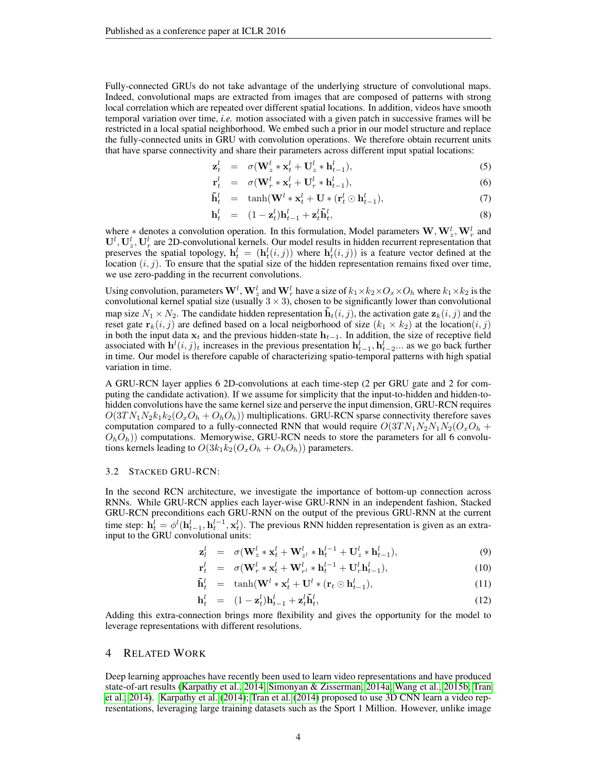Fully-connected GRUs do not take advantage of the underlying structure of convolutional maps. Indeed, convolutional maps are extracted from images that are composed of patterns with strong local correlation which are repeated over different spatial locations. In addition, videos have smooth temporal variation over time, *i.e.* motion associated with a given patch in successive frames will be restricted in a local spatial neighborhood. We embed such a prior in our model structure and replace the fully-connected units in GRU with convolution operations. We therefore obtain recurrent units that have sparse connectivity and share their parameters across different input spatial locations:

$$\mathbf{z}_t^l = \sigma(\mathbf{W}_z^l * \mathbf{x}_t^l + \mathbf{U}_z^l * \mathbf{h}_{t-1}^l), \tag{5}$$

$$\mathbf{r}_t^l = \sigma(\mathbf{W}_r^l * \mathbf{x}_t^l + \mathbf{U}_r^l * \mathbf{h}_{t-1}^l), \tag{6}$$

$$\tilde{\mathbf{h}}_t^l = \tanh(\mathbf{W}^l * \mathbf{x}_t^l + \mathbf{U} * (\mathbf{r}_t^l \odot \mathbf{h}_{t-1}^l), \tag{7}$$

$$\mathbf{h}_t^l = (1 - \mathbf{z}_t^l)\mathbf{h}_{t-1}^l + \mathbf{z}_t^l \tilde{\mathbf{h}}_t^l, \tag{8}$$

where $*$ denotes a convolution operation. In this formulation, Model parameters $\mathbf{W}, \mathbf{W}_z^l, \mathbf{W}_r^l$ and $\mathbf{U}^l, \mathbf{U}_z^l, \mathbf{U}_r^l$ are 2D-convolutional kernels. Our model results in hidden recurrent representation that preserves the spatial topology, $\mathbf{h}_t^l = (\mathbf{h}_t^l(i,j))$ where $\mathbf{h}_t^l(i,j)$ is a feature vector defined at the location $(i,j)$. To ensure that the spatial size of the hidden representation remains fixed over time, we use zero-padding in the recurrent convolutions.

Using convolution, parameters $\mathbf{W}^l$, $\mathbf{W}_z^l$ and $\mathbf{W}_r^l$ have a size of $k_1 \times k_2 \times O_x \times O_h$ where $k_1 \times k_2$ is the convolutional kernel spatial size (usually $3 \times 3$), chosen to be significantly lower than convolutional map size $N_1 \times N_2$. The candidate hidden representation $\tilde{\mathbf{h}}_t(i,j)$, the activation gate $\mathbf{z}_k(i,j)$ and the reset gate $\mathbf{r}_k(i,j)$ are defined based on a local neigborhood of size $(k_1 \times k_2)$ at the location$(i,j)$ in both the input data $\mathbf{x}_t$ and the previous hidden-state $\mathbf{h}_{t-1}$. In addition, the size of receptive field associated with $\mathbf{h}^l(i,j)_t$ increases in the previous presentation $\mathbf{h}_{t-1}^l, \mathbf{h}_{t-2}^l$... as we go back further in time. Our model is therefore capable of characterizing spatio-temporal patterns with high spatial variation in time.

A GRU-RCN layer applies 6 2D-convolutions at each time-step (2 per GRU gate and 2 for computing the candidate activation). If we assume for simplicity that the input-to-hidden and hidden-to-hidden convolutions have the same kernel size and perserve the input dimension, GRU-RCN requires $O(3TN_1N_2k_1k_2(O_xO_h + O_hO_h))$ multiplications. GRU-RCN sparse connectivity therefore saves computation compared to a fully-connected RNN that would require $O(3TN_1N_2N_1N_2(O_xO_h + O_hO_h))$ computations. Memorywise, GRU-RCN needs to store the parameters for all 6 convolutions kernels leading to $O(3k_1k_2(O_xO_h + O_hO_h))$ parameters.

### 3.2 Stacked GRU-RCN:

In the second RCN architecture, we investigate the importance of bottom-up connection across RNNs. While GRU-RCN applies each layer-wise GRU-RNN in an independent fashion, Stacked GRU-RCN preconditions each GRU-RNN on the output of the previous GRU-RNN at the current time step: $\mathbf{h}_t^l = \phi^l(\mathbf{h}_{t-1}^l, \mathbf{h}_t^{l-1}, \mathbf{x}_t^l)$. The previous RNN hidden representation is given as an extra-input to the GRU convolutional units:

$$\mathbf{z}_l^l = \sigma(\mathbf{W}_z^l * \mathbf{x}_t^l + \mathbf{W}_{z^l}^l * \mathbf{h}_t^{l-1} + \mathbf{U}_z^l * \mathbf{h}_{t-1}^l), \tag{9}$$

$$\mathbf{r}_t^l = \sigma(\mathbf{W}_r^l * \mathbf{x}_t^l + \mathbf{W}_{r^l}^l * \mathbf{h}_t^{l-1} + \mathbf{U}_r^l \mathbf{h}_{t-1}^l), \tag{10}$$

$$\tilde{\mathbf{h}}_t^l = \tanh(\mathbf{W}^l * \mathbf{x}_t^l + \mathbf{U}^l * (\mathbf{r}_t \odot \mathbf{h}_{t-1}^l), \tag{11}$$

$$\mathbf{h}_t^l = (1 - \mathbf{z}_t^l)\mathbf{h}_{t-1}^l + \mathbf{z}_t^l \tilde{\mathbf{h}}_t^l, \tag{12}$$

Adding this extra-connection brings more flexibility and gives the opportunity for the model to leverage representations with different resolutions.

## 4 Related Work

Deep learning approaches have recently been used to learn video representations and have produced state-of-art results (Karpathy et al., 2014; Simonyan & Zisserman, 2014a; Wang et al., 2015b; Tran et al., 2014). Karpathy et al. (2014); Tran et al. (2014) proposed to use 3D CNN learn a video representations, leveraging large training datasets such as the Sport 1 Million. However, unlike image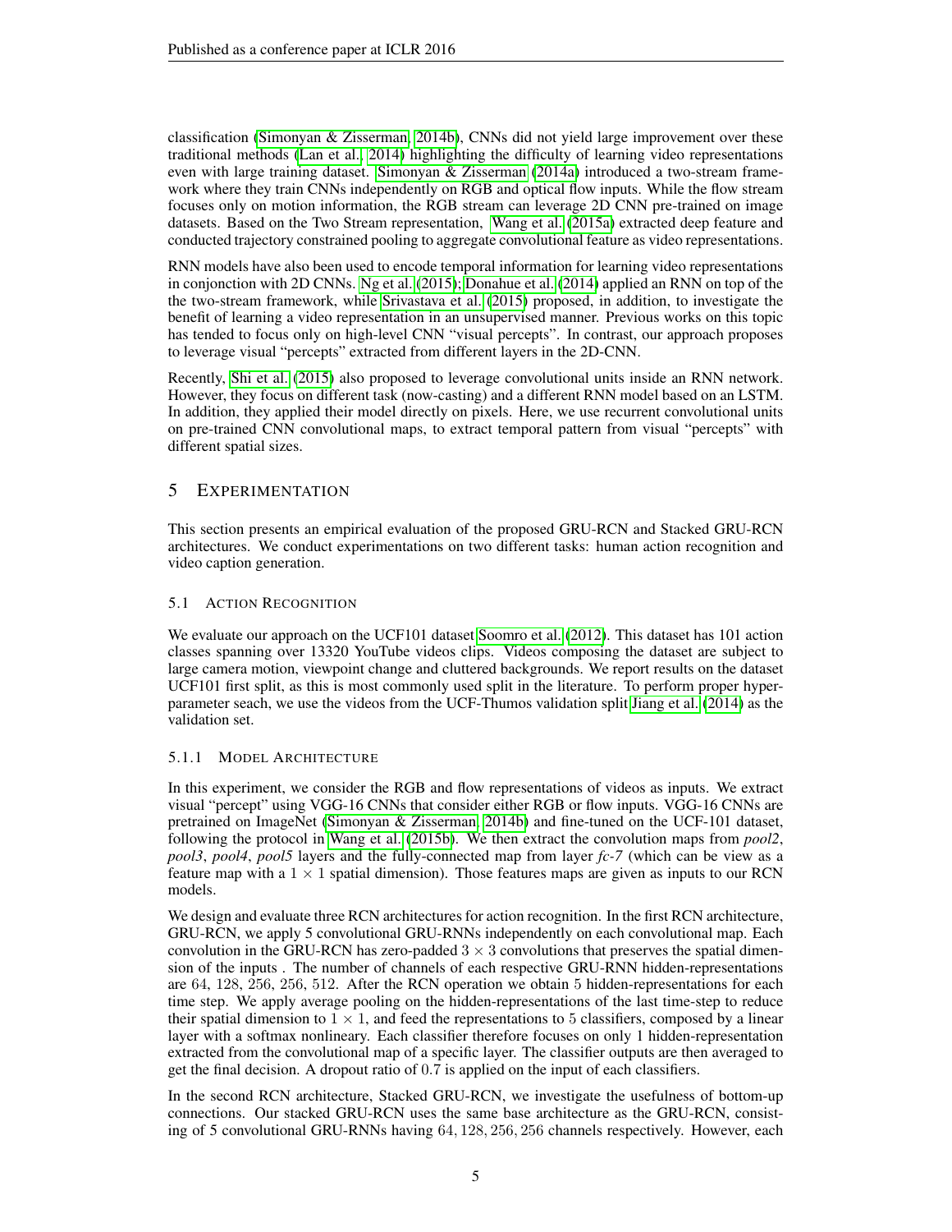classification (Simonyan & Zisserman, 2014b), CNNs did not yield large improvement over these traditional methods (Lan et al., 2014) highlighting the difficulty of learning video representations even with large training dataset. Simonyan & Zisserman (2014a) introduced a two-stream framework where they train CNNs independently on RGB and optical flow inputs. While the flow stream focuses only on motion information, the RGB stream can leverage 2D CNN pre-trained on image datasets. Based on the Two Stream representation, Wang et al. (2015a) extracted deep feature and conducted trajectory constrained pooling to aggregate convolutional feature as video representations.

RNN models have also been used to encode temporal information for learning video representations in conjonction with 2D CNNs. Ng et al. (2015); Donahue et al. (2014) applied an RNN on top of the the two-stream framework, while Srivastava et al. (2015) proposed, in addition, to investigate the benefit of learning a video representation in an unsupervised manner. Previous works on this topic has tended to focus only on high-level CNN "visual percepts". In contrast, our approach proposes to leverage visual "percepts" extracted from different layers in the 2D-CNN.

Recently, Shi et al. (2015) also proposed to leverage convolutional units inside an RNN network. However, they focus on different task (now-casting) and a different RNN model based on an LSTM. In addition, they applied their model directly on pixels. Here, we use recurrent convolutional units on pre-trained CNN convolutional maps, to extract temporal pattern from visual "percepts" with different spatial sizes.

# 5 Experimentation

This section presents an empirical evaluation of the proposed GRU-RCN and Stacked GRU-RCN architectures. We conduct experimentations on two different tasks: human action recognition and video caption generation.

## 5.1 Action Recognition

We evaluate our approach on the UCF101 dataset Soomro et al. (2012). This dataset has 101 action classes spanning over 13320 YouTube videos clips. Videos composing the dataset are subject to large camera motion, viewpoint change and cluttered backgrounds. We report results on the dataset UCF101 first split, as this is most commonly used split in the literature. To perform proper hyperparameter seach, we use the videos from the UCF-Thumos validation split Jiang et al. (2014) as the validation set.

### 5.1.1 Model Architecture

In this experiment, we consider the RGB and flow representations of videos as inputs. We extract visual "percept" using VGG-16 CNNs that consider either RGB or flow inputs. VGG-16 CNNs are pretrained on ImageNet (Simonyan & Zisserman, 2014b) and fine-tuned on the UCF-101 dataset, following the protocol in Wang et al. (2015b). We then extract the convolution maps from *pool2*, *pool3*, *pool4*, *pool5* layers and the fully-connected map from layer *fc-7* (which can be view as a feature map with a $1 \times 1$ spatial dimension). Those features maps are given as inputs to our RCN models.

We design and evaluate three RCN architectures for action recognition. In the first RCN architecture, GRU-RCN, we apply 5 convolutional GRU-RNNs independently on each convolutional map. Each convolution in the GRU-RCN has zero-padded $3 \times 3$ convolutions that preserves the spatial dimension of the inputs . The number of channels of each respective GRU-RNN hidden-representations are $64$, $128$, $256$, $256$, $512$. After the RCN operation we obtain $5$ hidden-representations for each time step. We apply average pooling on the hidden-representations of the last time-step to reduce their spatial dimension to $1 \times 1$, and feed the representations to 5 classifiers, composed by a linear layer with a softmax nonlineary. Each classifier therefore focuses on only 1 hidden-representation extracted from the convolutional map of a specific layer. The classifier outputs are then averaged to get the final decision. A dropout ratio of $0.7$ is applied on the input of each classifiers.

In the second RCN architecture, Stacked GRU-RCN, we investigate the usefulness of bottom-up connections. Our stacked GRU-RCN uses the same base architecture as the GRU-RCN, consisting of 5 convolutional GRU-RNNs having $64, 128, 256, 256$ channels respectively. However, each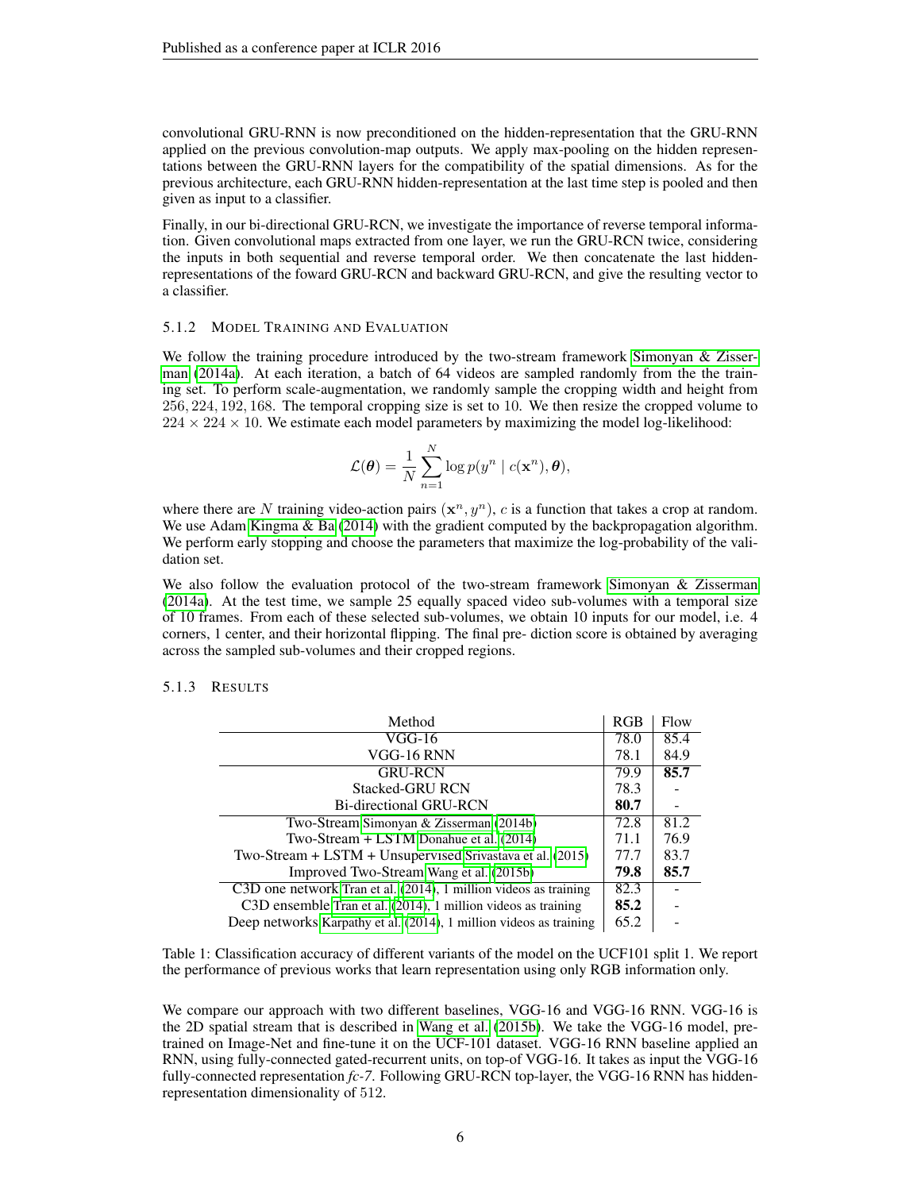convolutional GRU-RNN is now preconditioned on the hidden-representation that the GRU-RNN applied on the previous convolution-map outputs. We apply max-pooling on the hidden representations between the GRU-RNN layers for the compatibility of the spatial dimensions. As for the previous architecture, each GRU-RNN hidden-representation at the last time step is pooled and then given as input to a classifier.

Finally, in our bi-directional GRU-RCN, we investigate the importance of reverse temporal information. Given convolutional maps extracted from one layer, we run the GRU-RCN twice, considering the inputs in both sequential and reverse temporal order. We then concatenate the last hidden-representations of the foward GRU-RCN and backward GRU-RCN, and give the resulting vector to a classifier.

#### 5.1.2 Model Training and Evaluation

We follow the training procedure introduced by the two-stream framework Simonyan & Zisserman (2014a). At each iteration, a batch of 64 videos are sampled randomly from the the training set. To perform scale-augmentation, we randomly sample the cropping width and height from $256, 224, 192, 168$. The temporal cropping size is set to $10$. We then resize the cropped volume to $224 \times 224 \times 10$. We estimate each model parameters by maximizing the model log-likelihood:

$$\mathcal{L}(\boldsymbol{\theta}) = \frac{1}{N} \sum_{n=1}^{N} \log p(y^n \mid c(\mathbf{x}^n), \boldsymbol{\theta}),$$

where there are $N$ training video-action pairs $(\mathbf{x}^n, y^n)$, $c$ is a function that takes a crop at random. We use Adam Kingma & Ba (2014) with the gradient computed by the backpropagation algorithm. We perform early stopping and choose the parameters that maximize the log-probability of the validation set.

We also follow the evaluation protocol of the two-stream framework Simonyan & Zisserman (2014a). At the test time, we sample 25 equally spaced video sub-volumes with a temporal size of 10 frames. From each of these selected sub-volumes, we obtain 10 inputs for our model, i.e. 4 corners, 1 center, and their horizontal flipping. The final pre- diction score is obtained by averaging across the sampled sub-volumes and their cropped regions.

#### 5.1.3 Results

| Method | RGB | Flow |
|---|---|---|
| VGG-16 | 78.0 | 85.4 |
| VGG-16 RNN | 78.1 | 84.9 |
| GRU-RCN | 79.9 | **85.7** |
| Stacked-GRU RCN | 78.3 | - |
| Bi-directional GRU-RCN | **80.7** | - |
| Two-Stream Simonyan & Zisserman (2014b) | 72.8 | 81.2 |
| Two-Stream + LSTM Donahue et al. (2014) | 71.1 | 76.9 |
| Two-Stream + LSTM + Unsupervised Srivastava et al. (2015) | 77.7 | 83.7 |
| Improved Two-Stream Wang et al. (2015b) | **79.8** | **85.7** |
| C3D one network Tran et al. (2014), 1 million videos as training | 82.3 | - |
| C3D ensemble Tran et al. (2014), 1 million videos as training | **85.2** | - |
| Deep networks Karpathy et al. (2014), 1 million videos as training | 65.2 | - |

Table 1: Classification accuracy of different variants of the model on the UCF101 split 1. We report the performance of previous works that learn representation using only RGB information only.

We compare our approach with two different baselines, VGG-16 and VGG-16 RNN. VGG-16 is the 2D spatial stream that is described in Wang et al. (2015b). We take the VGG-16 model, pretrained on Image-Net and fine-tune it on the UCF-101 dataset. VGG-16 RNN baseline applied an RNN, using fully-connected gated-recurrent units, on top-of VGG-16. It takes as input the VGG-16 fully-connected representation *fc-7*. Following GRU-RCN top-layer, the VGG-16 RNN has hidden-representation dimensionality of 512.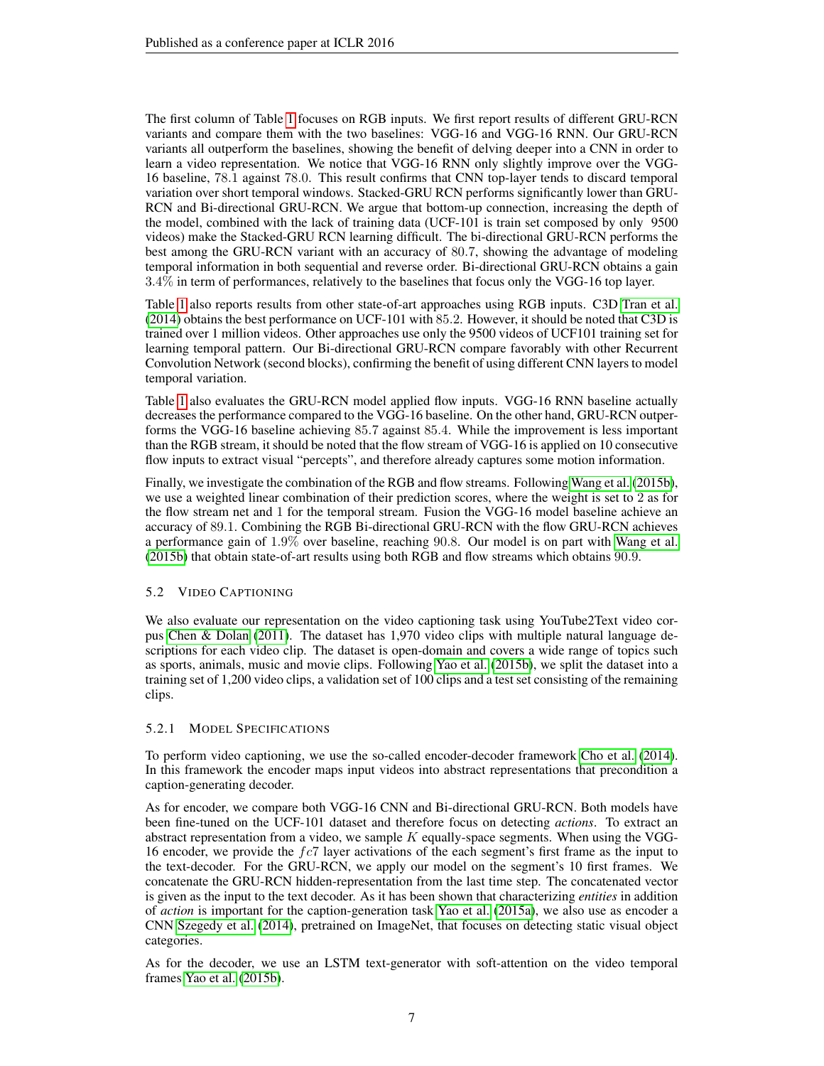The first column of Table 1 focuses on RGB inputs. We first report results of different GRU-RCN variants and compare them with the two baselines: VGG-16 and VGG-16 RNN. Our GRU-RCN variants all outperform the baselines, showing the benefit of delving deeper into a CNN in order to learn a video representation. We notice that VGG-16 RNN only slightly improve over the VGG-16 baseline, 78.1 against 78.0. This result confirms that CNN top-layer tends to discard temporal variation over short temporal windows. Stacked-GRU RCN performs significantly lower than GRU-RCN and Bi-directional GRU-RCN. We argue that bottom-up connection, increasing the depth of the model, combined with the lack of training data (UCF-101 is train set composed by only 9500 videos) make the Stacked-GRU RCN learning difficult. The bi-directional GRU-RCN performs the best among the GRU-RCN variant with an accuracy of 80.7, showing the advantage of modeling temporal information in both sequential and reverse order. Bi-directional GRU-RCN obtains a gain 3.4% in term of performances, relatively to the baselines that focus only the VGG-16 top layer.

Table 1 also reports results from other state-of-art approaches using RGB inputs. C3D Tran et al. (2014) obtains the best performance on UCF-101 with 85.2. However, it should be noted that C3D is trained over 1 million videos. Other approaches use only the 9500 videos of UCF101 training set for learning temporal pattern. Our Bi-directional GRU-RCN compare favorably with other Recurrent Convolution Network (second blocks), confirming the benefit of using different CNN layers to model temporal variation.

Table 1 also evaluates the GRU-RCN model applied flow inputs. VGG-16 RNN baseline actually decreases the performance compared to the VGG-16 baseline. On the other hand, GRU-RCN outperforms the VGG-16 baseline achieving 85.7 against 85.4. While the improvement is less important than the RGB stream, it should be noted that the flow stream of VGG-16 is applied on 10 consecutive flow inputs to extract visual "percepts", and therefore already captures some motion information.

Finally, we investigate the combination of the RGB and flow streams. Following Wang et al. (2015b), we use a weighted linear combination of their prediction scores, where the weight is set to 2 as for the flow stream net and 1 for the temporal stream. Fusion the VGG-16 model baseline achieve an accuracy of 89.1. Combining the RGB Bi-directional GRU-RCN with the flow GRU-RCN achieves a performance gain of 1.9% over baseline, reaching 90.8. Our model is on part with Wang et al. (2015b) that obtain state-of-art results using both RGB and flow streams which obtains 90.9.

### 5.2 Video Captioning

We also evaluate our representation on the video captioning task using YouTube2Text video corpus Chen & Dolan (2011). The dataset has 1,970 video clips with multiple natural language descriptions for each video clip. The dataset is open-domain and covers a wide range of topics such as sports, animals, music and movie clips. Following Yao et al. (2015b), we split the dataset into a training set of 1,200 video clips, a validation set of 100 clips and a test set consisting of the remaining clips.

#### 5.2.1 Model Specifications

To perform video captioning, we use the so-called encoder-decoder framework Cho et al. (2014). In this framework the encoder maps input videos into abstract representations that precondition a caption-generating decoder.

As for encoder, we compare both VGG-16 CNN and Bi-directional GRU-RCN. Both models have been fine-tuned on the UCF-101 dataset and therefore focus on detecting *actions*. To extract an abstract representation from a video, we sample $K$ equally-space segments. When using the VGG-16 encoder, we provide the $fc7$ layer activations of the each segment's first frame as the input to the text-decoder. For the GRU-RCN, we apply our model on the segment's 10 first frames. We concatenate the GRU-RCN hidden-representation from the last time step. The concatenated vector is given as the input to the text decoder. As it has been shown that characterizing *entities* in addition of *action* is important for the caption-generation task Yao et al. (2015a), we also use as encoder a CNN Szegedy et al. (2014), pretrained on ImageNet, that focuses on detecting static visual object categories.

As for the decoder, we use an LSTM text-generator with soft-attention on the video temporal frames Yao et al. (2015b).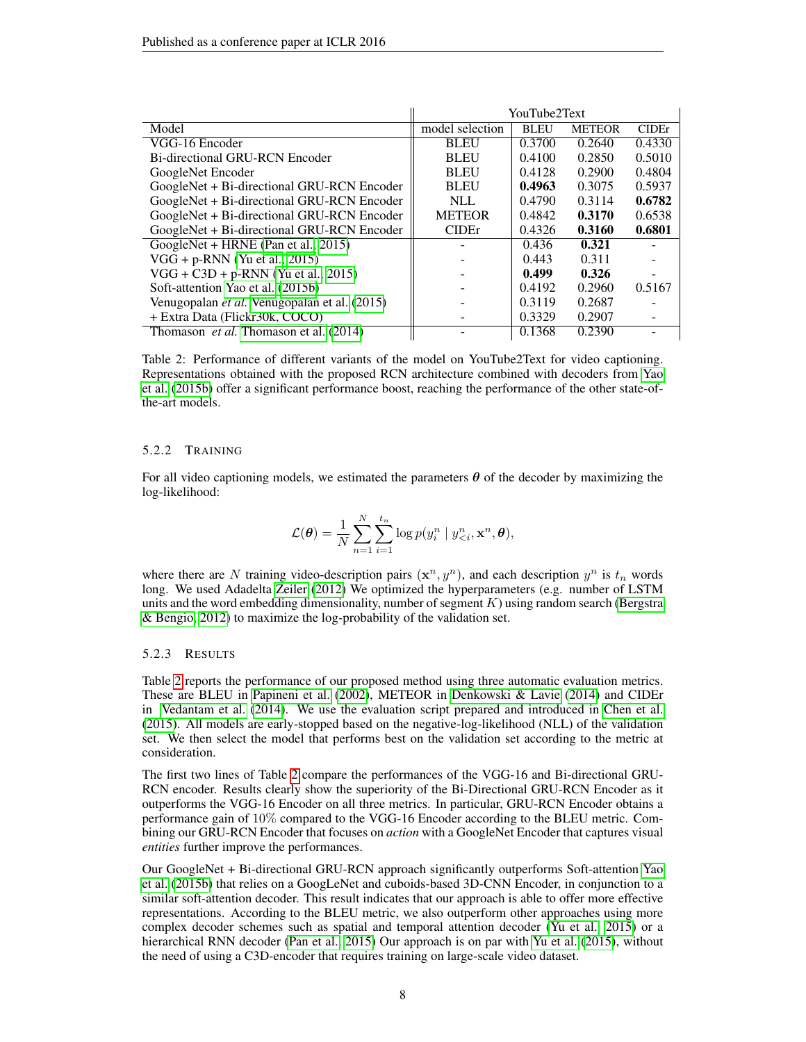| Model | model selection | YouTube2Text BLEU | METEOR | CIDEr |
|---|---|---|---|---|
| VGG-16 Encoder | BLEU | 0.3700 | 0.2640 | 0.4330 |
| Bi-directional GRU-RCN Encoder | BLEU | 0.4100 | 0.2850 | 0.5010 |
| GoogleNet Encoder | BLEU | 0.4128 | 0.2900 | 0.4804 |
| GoogleNet + Bi-directional GRU-RCN Encoder | BLEU | **0.4963** | 0.3075 | 0.5937 |
| GoogleNet + Bi-directional GRU-RCN Encoder | NLL | 0.4790 | 0.3114 | **0.6782** |
| GoogleNet + Bi-directional GRU-RCN Encoder | METEOR | 0.4842 | **0.3170** | 0.6538 |
| GoogleNet + Bi-directional GRU-RCN Encoder | CIDEr | 0.4326 | **0.3160** | **0.6801** |
| GoogleNet + HRNE (Pan et al., 2015) | - | 0.436 | **0.321** | - |
| VGG + p-RNN (Yu et al., 2015) | - | 0.443 | 0.311 | - |
| VGG + C3D + p-RNN (Yu et al., 2015) | - | **0.499** | **0.326** | - |
| Soft-attention Yao et al. (2015b) | - | 0.4192 | 0.2960 | 0.5167 |
| Venugopalan *et al.* Venugopalan et al. (2015) | - | 0.3119 | 0.2687 | - |
| + Extra Data (Flickr30k, COCO) | - | 0.3329 | 0.2907 | - |
| Thomason *et al.* Thomason et al. (2014) | - | 0.1368 | 0.2390 | - |

Table 2: Performance of different variants of the model on YouTube2Text for video captioning. Representations obtained with the proposed RCN architecture combined with decoders from Yao et al. (2015b) offer a significant performance boost, reaching the performance of the other state-of-the-art models.

#### 5.2.2 Training

For all video captioning models, we estimated the parameters $\boldsymbol{\theta}$ of the decoder by maximizing the log-likelihood:

$$\mathcal{L}(\boldsymbol{\theta}) = \frac{1}{N}\sum_{n=1}^{N}\sum_{i=1}^{t_n} \log p(y_i^n \mid y_{<i}^n, \mathbf{x}^n, \boldsymbol{\theta}),$$

where there are $N$ training video-description pairs $(\mathbf{x}^n, y^n)$, and each description $y^n$ is $t_n$ words long. We used Adadelta Zeiler (2012) We optimized the hyperparameters (e.g. number of LSTM units and the word embedding dimensionality, number of segment $K$) using random search (Bergstra & Bengio, 2012) to maximize the log-probability of the validation set.

#### 5.2.3 Results

Table 2 reports the performance of our proposed method using three automatic evaluation metrics. These are BLEU in Papineni et al. (2002), METEOR in Denkowski & Lavie (2014) and CIDEr in Vedantam et al. (2014). We use the evaluation script prepared and introduced in Chen et al. (2015). All models are early-stopped based on the negative-log-likelihood (NLL) of the validation set. We then select the model that performs best on the validation set according to the metric at consideration.

The first two lines of Table 2 compare the performances of the VGG-16 and Bi-directional GRU-RCN encoder. Results clearly show the superiority of the Bi-Directional GRU-RCN Encoder as it outperforms the VGG-16 Encoder on all three metrics. In particular, GRU-RCN Encoder obtains a performance gain of 10% compared to the VGG-16 Encoder according to the BLEU metric. Combining our GRU-RCN Encoder that focuses on *action* with a GoogleNet Encoder that captures visual *entities* further improve the performances.

Our GoogleNet + Bi-directional GRU-RCN approach significantly outperforms Soft-attention Yao et al. (2015b) that relies on a GoogLeNet and cuboids-based 3D-CNN Encoder, in conjunction to a similar soft-attention decoder. This result indicates that our approach is able to offer more effective representations. According to the BLEU metric, we also outperform other approaches using more complex decoder schemes such as spatial and temporal attention decoder (Yu et al., 2015) or a hierarchical RNN decoder (Pan et al., 2015) Our approach is on par with Yu et al. (2015), without the need of using a C3D-encoder that requires training on large-scale video dataset.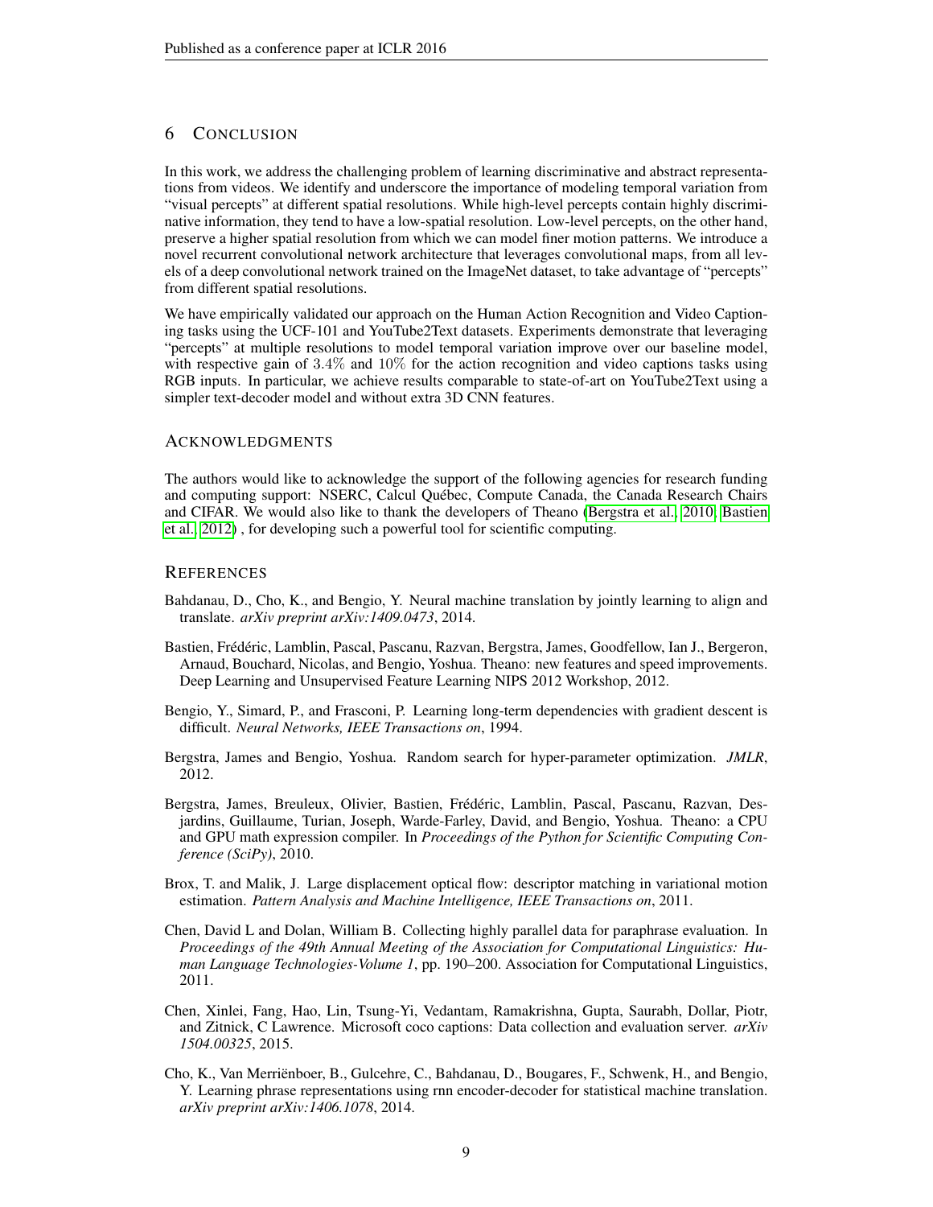## 6 Conclusion

In this work, we address the challenging problem of learning discriminative and abstract representations from videos. We identify and underscore the importance of modeling temporal variation from "visual percepts" at different spatial resolutions. While high-level percepts contain highly discriminative information, they tend to have a low-spatial resolution. Low-level percepts, on the other hand, preserve a higher spatial resolution from which we can model finer motion patterns. We introduce a novel recurrent convolutional network architecture that leverages convolutional maps, from all levels of a deep convolutional network trained on the ImageNet dataset, to take advantage of "percepts" from different spatial resolutions.

We have empirically validated our approach on the Human Action Recognition and Video Captioning tasks using the UCF-101 and YouTube2Text datasets. Experiments demonstrate that leveraging "percepts" at multiple resolutions to model temporal variation improve over our baseline model, with respective gain of $3.4\%$ and $10\%$ for the action recognition and video captions tasks using RGB inputs. In particular, we achieve results comparable to state-of-art on YouTube2Text using a simpler text-decoder model and without extra 3D CNN features.

## Acknowledgments

The authors would like to acknowledge the support of the following agencies for research funding and computing support: NSERC, Calcul Québec, Compute Canada, the Canada Research Chairs and CIFAR. We would also like to thank the developers of Theano (Bergstra et al., 2010; Bastien et al., 2012) , for developing such a powerful tool for scientific computing.

## References

Bahdanau, D., Cho, K., and Bengio, Y. Neural machine translation by jointly learning to align and translate. *arXiv preprint arXiv:1409.0473*, 2014.

Bastien, Frédéric, Lamblin, Pascal, Pascanu, Razvan, Bergstra, James, Goodfellow, Ian J., Bergeron, Arnaud, Bouchard, Nicolas, and Bengio, Yoshua. Theano: new features and speed improvements. Deep Learning and Unsupervised Feature Learning NIPS 2012 Workshop, 2012.

Bengio, Y., Simard, P., and Frasconi, P. Learning long-term dependencies with gradient descent is difficult. *Neural Networks, IEEE Transactions on*, 1994.

Bergstra, James and Bengio, Yoshua. Random search for hyper-parameter optimization. *JMLR*, 2012.

Bergstra, James, Breuleux, Olivier, Bastien, Frédéric, Lamblin, Pascal, Pascanu, Razvan, Desjardins, Guillaume, Turian, Joseph, Warde-Farley, David, and Bengio, Yoshua. Theano: a CPU and GPU math expression compiler. In *Proceedings of the Python for Scientific Computing Conference (SciPy)*, 2010.

Brox, T. and Malik, J. Large displacement optical flow: descriptor matching in variational motion estimation. *Pattern Analysis and Machine Intelligence, IEEE Transactions on*, 2011.

Chen, David L and Dolan, William B. Collecting highly parallel data for paraphrase evaluation. In *Proceedings of the 49th Annual Meeting of the Association for Computational Linguistics: Human Language Technologies-Volume 1*, pp. 190–200. Association for Computational Linguistics, 2011.

Chen, Xinlei, Fang, Hao, Lin, Tsung-Yi, Vedantam, Ramakrishna, Gupta, Saurabh, Dollar, Piotr, and Zitnick, C Lawrence. Microsoft coco captions: Data collection and evaluation server. *arXiv 1504.00325*, 2015.

Cho, K., Van Merriënboer, B., Gulcehre, C., Bahdanau, D., Bougares, F., Schwenk, H., and Bengio, Y. Learning phrase representations using rnn encoder-decoder for statistical machine translation. *arXiv preprint arXiv:1406.1078*, 2014.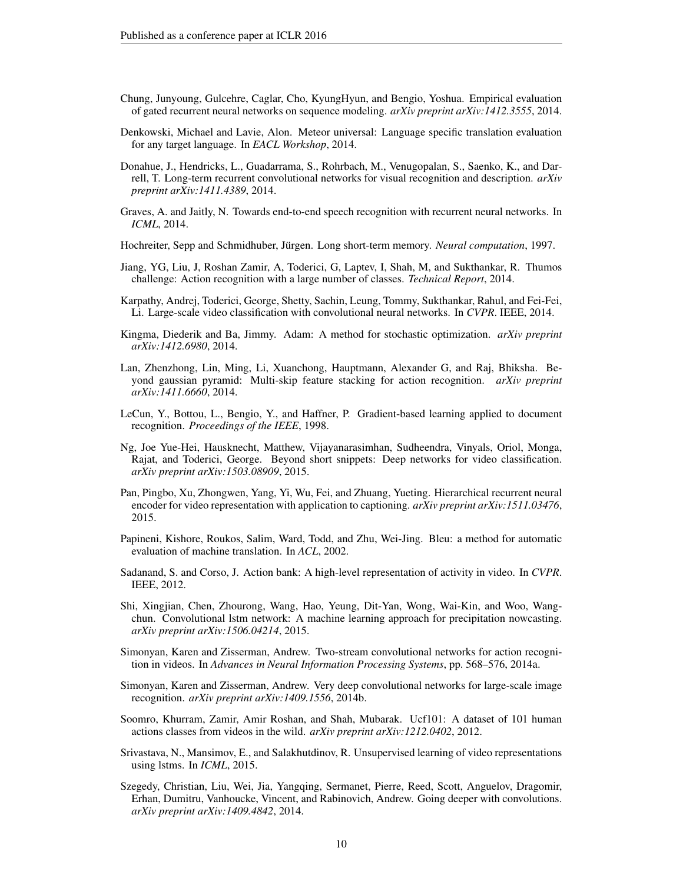Chung, Junyoung, Gulcehre, Caglar, Cho, KyungHyun, and Bengio, Yoshua. Empirical evaluation of gated recurrent neural networks on sequence modeling. *arXiv preprint arXiv:1412.3555*, 2014.

Denkowski, Michael and Lavie, Alon. Meteor universal: Language specific translation evaluation for any target language. In *EACL Workshop*, 2014.

Donahue, J., Hendricks, L., Guadarrama, S., Rohrbach, M., Venugopalan, S., Saenko, K., and Darrell, T. Long-term recurrent convolutional networks for visual recognition and description. *arXiv preprint arXiv:1411.4389*, 2014.

Graves, A. and Jaitly, N. Towards end-to-end speech recognition with recurrent neural networks. In *ICML*, 2014.

Hochreiter, Sepp and Schmidhuber, Jürgen. Long short-term memory. *Neural computation*, 1997.

Jiang, YG, Liu, J, Roshan Zamir, A, Toderici, G, Laptev, I, Shah, M, and Sukthankar, R. Thumos challenge: Action recognition with a large number of classes. *Technical Report*, 2014.

Karpathy, Andrej, Toderici, George, Shetty, Sachin, Leung, Tommy, Sukthankar, Rahul, and Fei-Fei, Li. Large-scale video classification with convolutional neural networks. In *CVPR*. IEEE, 2014.

Kingma, Diederik and Ba, Jimmy. Adam: A method for stochastic optimization. *arXiv preprint arXiv:1412.6980*, 2014.

Lan, Zhenzhong, Lin, Ming, Li, Xuanchong, Hauptmann, Alexander G, and Raj, Bhiksha. Beyond gaussian pyramid: Multi-skip feature stacking for action recognition. *arXiv preprint arXiv:1411.6660*, 2014.

LeCun, Y., Bottou, L., Bengio, Y., and Haffner, P. Gradient-based learning applied to document recognition. *Proceedings of the IEEE*, 1998.

Ng, Joe Yue-Hei, Hausknecht, Matthew, Vijayanarasimhan, Sudheendra, Vinyals, Oriol, Monga, Rajat, and Toderici, George. Beyond short snippets: Deep networks for video classification. *arXiv preprint arXiv:1503.08909*, 2015.

Pan, Pingbo, Xu, Zhongwen, Yang, Yi, Wu, Fei, and Zhuang, Yueting. Hierarchical recurrent neural encoder for video representation with application to captioning. *arXiv preprint arXiv:1511.03476*, 2015.

Papineni, Kishore, Roukos, Salim, Ward, Todd, and Zhu, Wei-Jing. Bleu: a method for automatic evaluation of machine translation. In *ACL*, 2002.

Sadanand, S. and Corso, J. Action bank: A high-level representation of activity in video. In *CVPR*. IEEE, 2012.

Shi, Xingjian, Chen, Zhourong, Wang, Hao, Yeung, Dit-Yan, Wong, Wai-Kin, and Woo, Wangchun. Convolutional lstm network: A machine learning approach for precipitation nowcasting. *arXiv preprint arXiv:1506.04214*, 2015.

Simonyan, Karen and Zisserman, Andrew. Two-stream convolutional networks for action recognition in videos. In *Advances in Neural Information Processing Systems*, pp. 568–576, 2014a.

Simonyan, Karen and Zisserman, Andrew. Very deep convolutional networks for large-scale image recognition. *arXiv preprint arXiv:1409.1556*, 2014b.

Soomro, Khurram, Zamir, Amir Roshan, and Shah, Mubarak. Ucf101: A dataset of 101 human actions classes from videos in the wild. *arXiv preprint arXiv:1212.0402*, 2012.

Srivastava, N., Mansimov, E., and Salakhutdinov, R. Unsupervised learning of video representations using lstms. In *ICML*, 2015.

Szegedy, Christian, Liu, Wei, Jia, Yangqing, Sermanet, Pierre, Reed, Scott, Anguelov, Dragomir, Erhan, Dumitru, Vanhoucke, Vincent, and Rabinovich, Andrew. Going deeper with convolutions. *arXiv preprint arXiv:1409.4842*, 2014.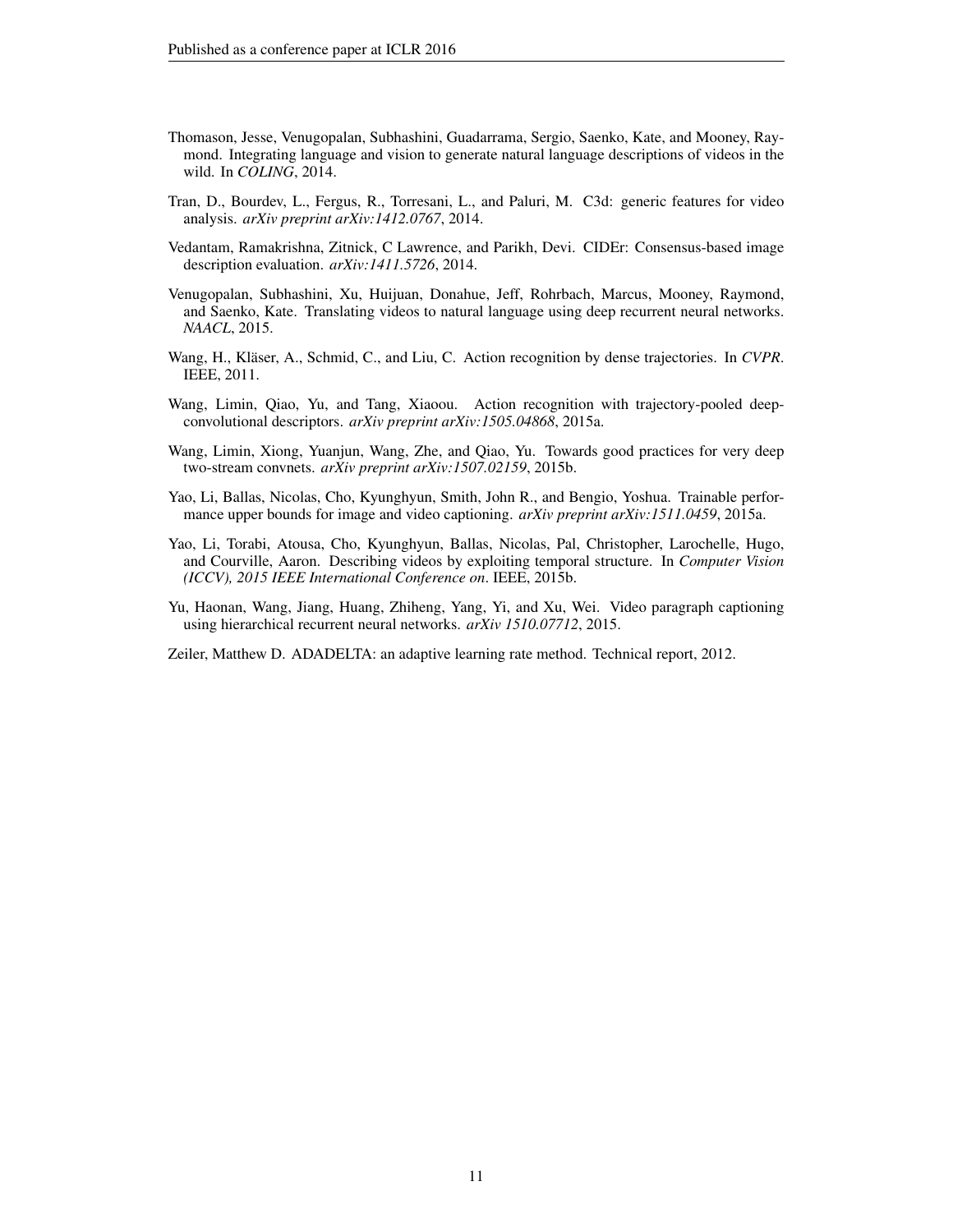Thomason, Jesse, Venugopalan, Subhashini, Guadarrama, Sergio, Saenko, Kate, and Mooney, Raymond. Integrating language and vision to generate natural language descriptions of videos in the wild. In *COLING*, 2014.

Tran, D., Bourdev, L., Fergus, R., Torresani, L., and Paluri, M. C3d: generic features for video analysis. *arXiv preprint arXiv:1412.0767*, 2014.

Vedantam, Ramakrishna, Zitnick, C Lawrence, and Parikh, Devi. CIDEr: Consensus-based image description evaluation. *arXiv:1411.5726*, 2014.

Venugopalan, Subhashini, Xu, Huijuan, Donahue, Jeff, Rohrbach, Marcus, Mooney, Raymond, and Saenko, Kate. Translating videos to natural language using deep recurrent neural networks. *NAACL*, 2015.

Wang, H., Kläser, A., Schmid, C., and Liu, C. Action recognition by dense trajectories. In *CVPR*. IEEE, 2011.

Wang, Limin, Qiao, Yu, and Tang, Xiaoou. Action recognition with trajectory-pooled deep-convolutional descriptors. *arXiv preprint arXiv:1505.04868*, 2015a.

Wang, Limin, Xiong, Yuanjun, Wang, Zhe, and Qiao, Yu. Towards good practices for very deep two-stream convnets. *arXiv preprint arXiv:1507.02159*, 2015b.

Yao, Li, Ballas, Nicolas, Cho, Kyunghyun, Smith, John R., and Bengio, Yoshua. Trainable performance upper bounds for image and video captioning. *arXiv preprint arXiv:1511.0459*, 2015a.

Yao, Li, Torabi, Atousa, Cho, Kyunghyun, Ballas, Nicolas, Pal, Christopher, Larochelle, Hugo, and Courville, Aaron. Describing videos by exploiting temporal structure. In *Computer Vision (ICCV), 2015 IEEE International Conference on*. IEEE, 2015b.

Yu, Haonan, Wang, Jiang, Huang, Zhiheng, Yang, Yi, and Xu, Wei. Video paragraph captioning using hierarchical recurrent neural networks. *arXiv 1510.07712*, 2015.

Zeiler, Matthew D. ADADELTA: an adaptive learning rate method. Technical report, 2012.